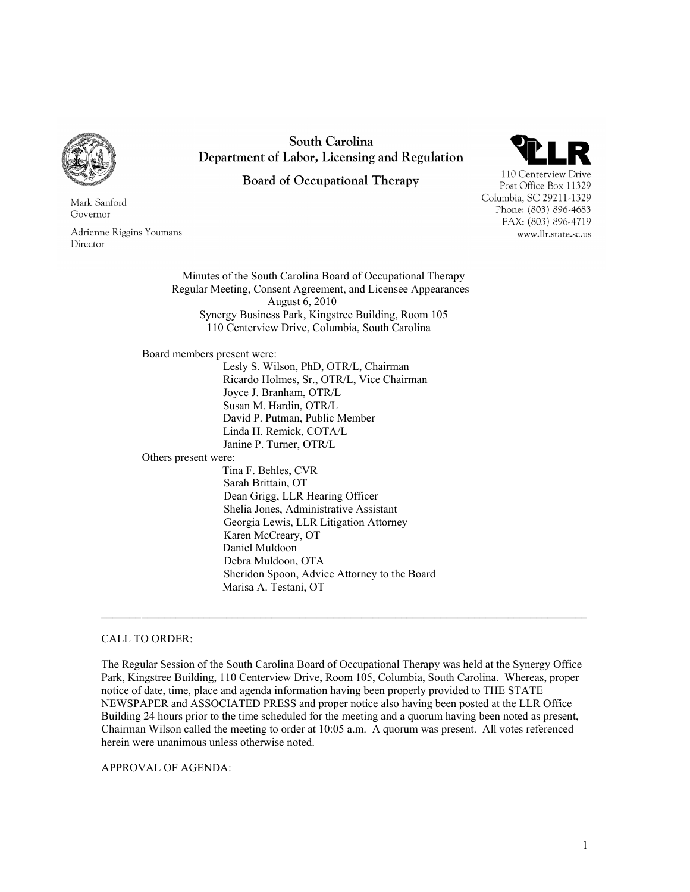South Carolina
Department of Labor, Licensing and Regulation

Board of Occupational Therapy

Mark Sanford
Governor

Adrienne Riggins Youmans
Director

110 Centerview Drive
Post Office Box 11329
Columbia, SC 29211-1329
Phone: (803) 896-4683
FAX: (803) 896-4719
www.llr.state.sc.us

Minutes of the South Carolina Board of Occupational Therapy
Regular Meeting, Consent Agreement, and Licensee Appearances
August 6, 2010
Synergy Business Park, Kingstree Building, Room 105
110 Centerview Drive, Columbia, South Carolina

Board members present were:

- Lesly S. Wilson, PhD, OTR/L, Chairman
- Ricardo Holmes, Sr., OTR/L, Vice Chairman
- Joyce J. Branham, OTR/L
- Susan M. Hardin, OTR/L
- David P. Putman, Public Member
- Linda H. Remick, COTA/L
- Janine P. Turner, OTR/L

Others present were:

- Tina F. Behles, CVR
- Sarah Brittain, OT
- Dean Grigg, LLR Hearing Officer
- Shelia Jones, Administrative Assistant
- Georgia Lewis, LLR Litigation Attorney
- Karen McCreary, OT
- Daniel Muldoon
- Debra Muldoon, OTA
- Sheridon Spoon, Advice Attorney to the Board
- Marisa A. Testani, OT

---

CALL TO ORDER:

The Regular Session of the South Carolina Board of Occupational Therapy was held at the Synergy Office Park, Kingstree Building, 110 Centerview Drive, Room 105, Columbia, South Carolina. Whereas, proper notice of date, time, place and agenda information having been properly provided to THE STATE NEWSPAPER and ASSOCIATED PRESS and proper notice also having been posted at the LLR Office Building 24 hours prior to the time scheduled for the meeting and a quorum having been noted as present, Chairman Wilson called the meeting to order at 10:05 a.m. A quorum was present. All votes referenced herein were unanimous unless otherwise noted.

APPROVAL OF AGENDA: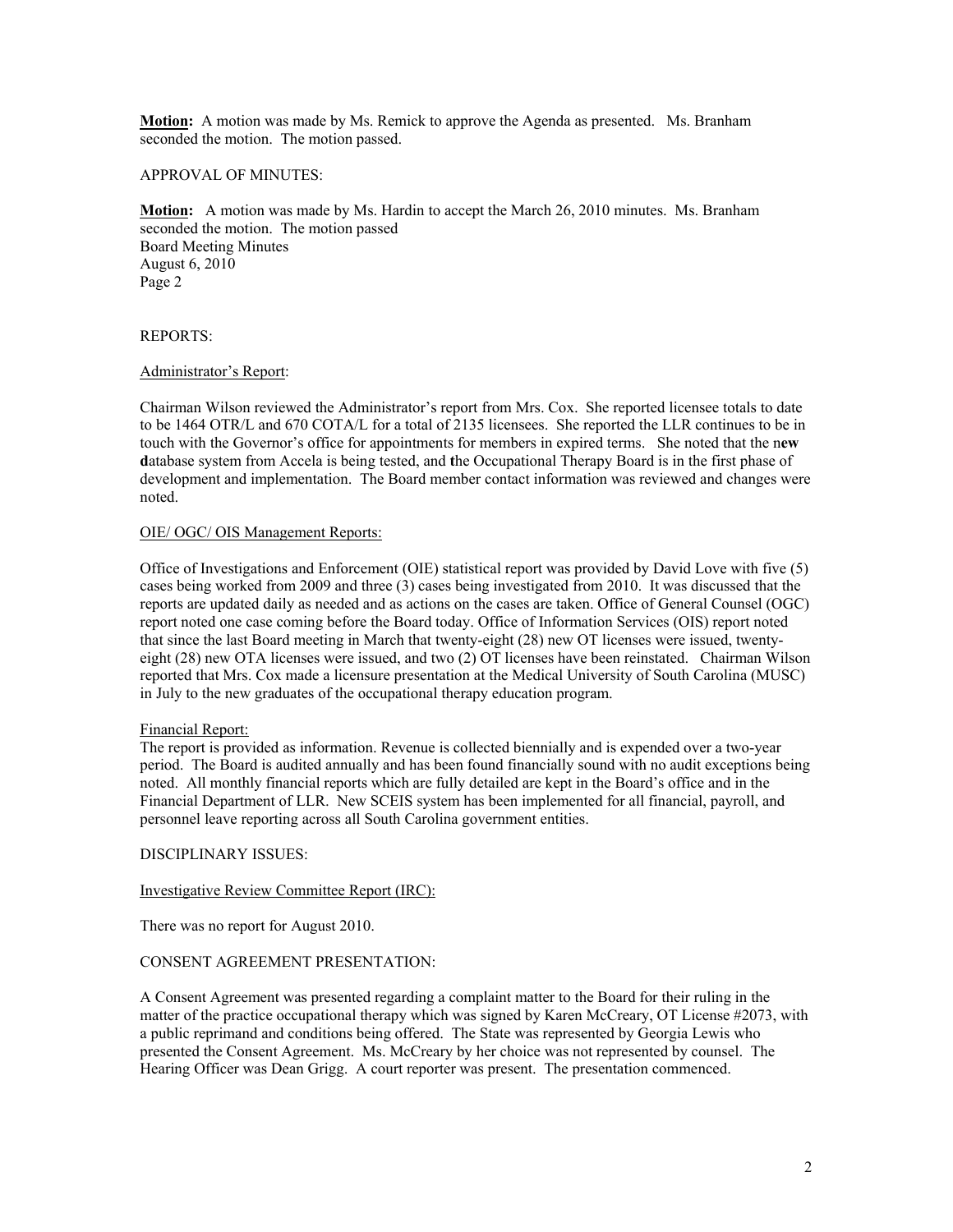**Motion:** A motion was made by Ms. Remick to approve the Agenda as presented. Ms. Branham seconded the motion. The motion passed.

APPROVAL OF MINUTES:

**Motion:** A motion was made by Ms. Hardin to accept the March 26, 2010 minutes. Ms. Branham seconded the motion. The motion passed

REPORTS:

Administrator's Report:

Chairman Wilson reviewed the Administrator's report from Mrs. Cox. She reported licensee totals to date to be 1464 OTR/L and 670 COTA/L for a total of 2135 licensees. She reported the LLR continues to be in touch with the Governor's office for appointments for members in expired terms. She noted that the new database system from Accela is being tested, and the Occupational Therapy Board is in the first phase of development and implementation. The Board member contact information was reviewed and changes were noted.

OIE/ OGC/ OIS Management Reports:

Office of Investigations and Enforcement (OIE) statistical report was provided by David Love with five (5) cases being worked from 2009 and three (3) cases being investigated from 2010. It was discussed that the reports are updated daily as needed and as actions on the cases are taken. Office of General Counsel (OGC) report noted one case coming before the Board today. Office of Information Services (OIS) report noted that since the last Board meeting in March that twenty-eight (28) new OT licenses were issued, twenty-eight (28) new OTA licenses were issued, and two (2) OT licenses have been reinstated. Chairman Wilson reported that Mrs. Cox made a licensure presentation at the Medical University of South Carolina (MUSC) in July to the new graduates of the occupational therapy education program.

Financial Report:

The report is provided as information. Revenue is collected biennially and is expended over a two-year period. The Board is audited annually and has been found financially sound with no audit exceptions being noted. All monthly financial reports which are fully detailed are kept in the Board's office and in the Financial Department of LLR. New SCEIS system has been implemented for all financial, payroll, and personnel leave reporting across all South Carolina government entities.

DISCIPLINARY ISSUES:

Investigative Review Committee Report (IRC):

There was no report for August 2010.

CONSENT AGREEMENT PRESENTATION:

A Consent Agreement was presented regarding a complaint matter to the Board for their ruling in the matter of the practice occupational therapy which was signed by Karen McCreary, OT License #2073, with a public reprimand and conditions being offered. The State was represented by Georgia Lewis who presented the Consent Agreement. Ms. McCreary by her choice was not represented by counsel. The Hearing Officer was Dean Grigg. A court reporter was present. The presentation commenced.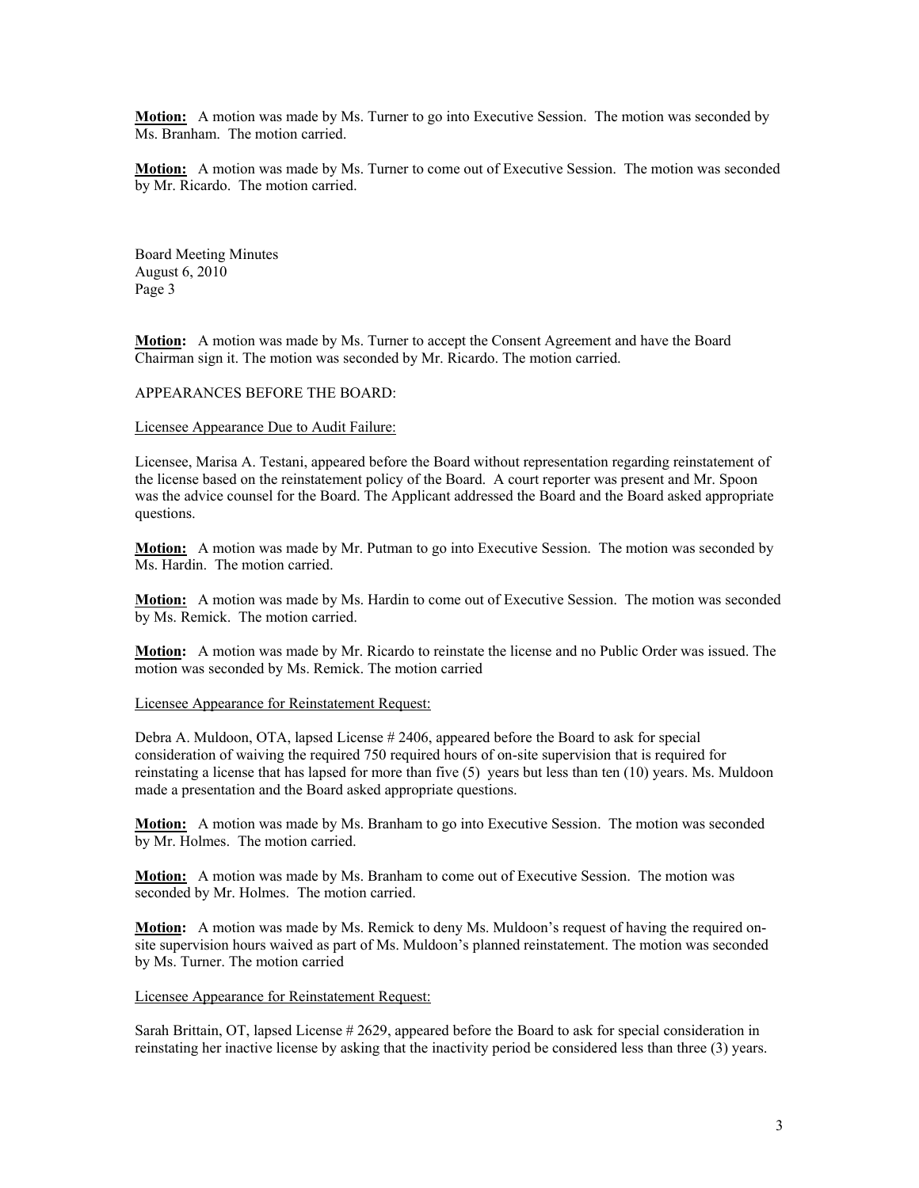**Motion:** A motion was made by Ms. Turner to go into Executive Session. The motion was seconded by Ms. Branham. The motion carried.

**Motion:** A motion was made by Ms. Turner to come out of Executive Session. The motion was seconded by Mr. Ricardo. The motion carried.

**Motion:** A motion was made by Ms. Turner to accept the Consent Agreement and have the Board Chairman sign it. The motion was seconded by Mr. Ricardo. The motion carried.

APPEARANCES BEFORE THE BOARD:

Licensee Appearance Due to Audit Failure:

Licensee, Marisa A. Testani, appeared before the Board without representation regarding reinstatement of the license based on the reinstatement policy of the Board. A court reporter was present and Mr. Spoon was the advice counsel for the Board. The Applicant addressed the Board and the Board asked appropriate questions.

**Motion:** A motion was made by Mr. Putman to go into Executive Session. The motion was seconded by Ms. Hardin. The motion carried.

**Motion:** A motion was made by Ms. Hardin to come out of Executive Session. The motion was seconded by Ms. Remick. The motion carried.

**Motion:** A motion was made by Mr. Ricardo to reinstate the license and no Public Order was issued. The motion was seconded by Ms. Remick. The motion carried

Licensee Appearance for Reinstatement Request:

Debra A. Muldoon, OTA, lapsed License # 2406, appeared before the Board to ask for special consideration of waiving the required 750 required hours of on-site supervision that is required for reinstating a license that has lapsed for more than five (5) years but less than ten (10) years. Ms. Muldoon made a presentation and the Board asked appropriate questions.

**Motion:** A motion was made by Ms. Branham to go into Executive Session. The motion was seconded by Mr. Holmes. The motion carried.

**Motion:** A motion was made by Ms. Branham to come out of Executive Session. The motion was seconded by Mr. Holmes. The motion carried.

**Motion:** A motion was made by Ms. Remick to deny Ms. Muldoon's request of having the required on-site supervision hours waived as part of Ms. Muldoon's planned reinstatement. The motion was seconded by Ms. Turner. The motion carried

Licensee Appearance for Reinstatement Request:

Sarah Brittain, OT, lapsed License # 2629, appeared before the Board to ask for special consideration in reinstating her inactive license by asking that the inactivity period be considered less than three (3) years.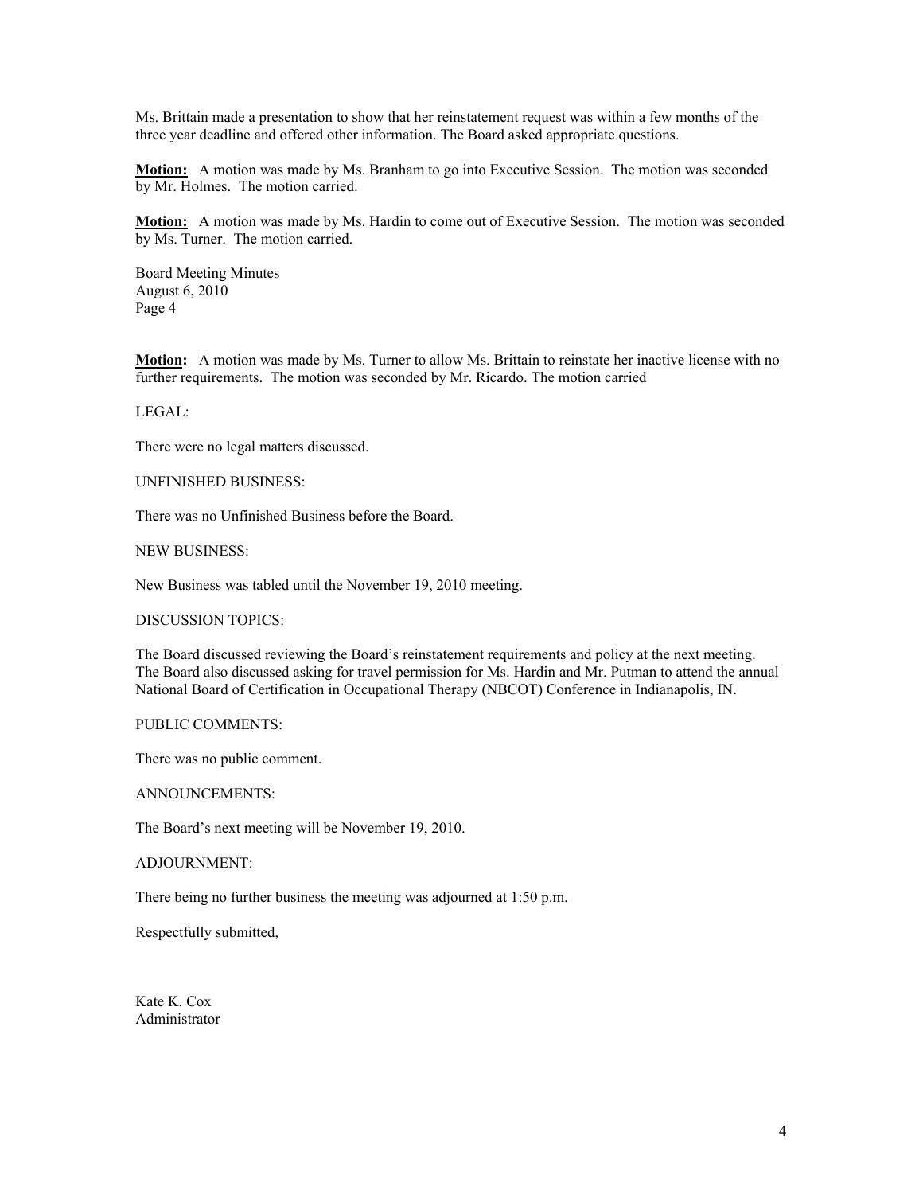Ms. Brittain made a presentation to show that her reinstatement request was within a few months of the three year deadline and offered other information. The Board asked appropriate questions.

**Motion:** A motion was made by Ms. Branham to go into Executive Session. The motion was seconded by Mr. Holmes. The motion carried.

**Motion:** A motion was made by Ms. Hardin to come out of Executive Session. The motion was seconded by Ms. Turner. The motion carried.

**Motion:** A motion was made by Ms. Turner to allow Ms. Brittain to reinstate her inactive license with no further requirements. The motion was seconded by Mr. Ricardo. The motion carried

LEGAL:

There were no legal matters discussed.

UNFINISHED BUSINESS:

There was no Unfinished Business before the Board.

NEW BUSINESS:

New Business was tabled until the November 19, 2010 meeting.

DISCUSSION TOPICS:

The Board discussed reviewing the Board's reinstatement requirements and policy at the next meeting. The Board also discussed asking for travel permission for Ms. Hardin and Mr. Putman to attend the annual National Board of Certification in Occupational Therapy (NBCOT) Conference in Indianapolis, IN.

PUBLIC COMMENTS:

There was no public comment.

ANNOUNCEMENTS:

The Board's next meeting will be November 19, 2010.

ADJOURNMENT:

There being no further business the meeting was adjourned at 1:50 p.m.

Respectfully submitted,

Kate K. Cox
Administrator